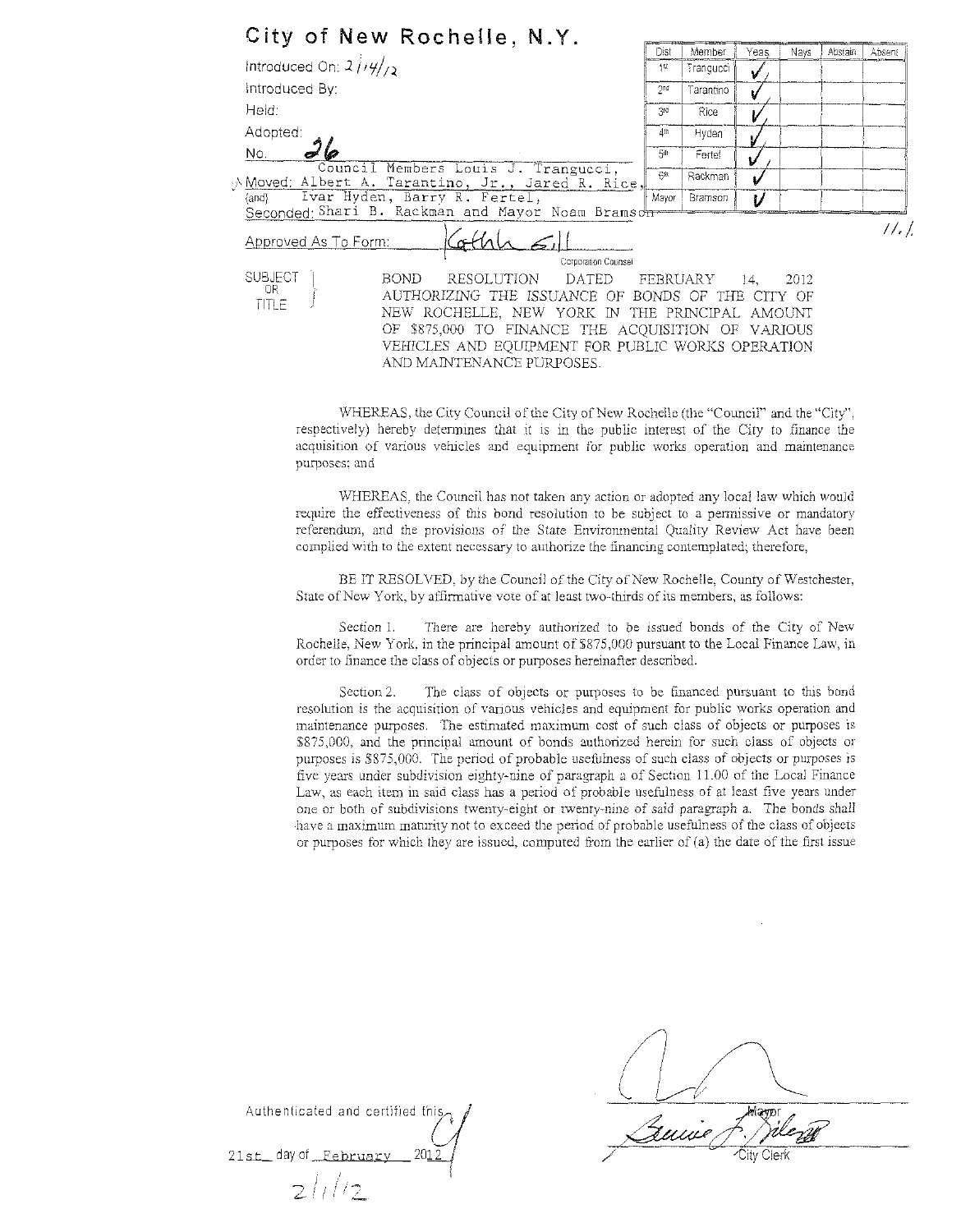# City of New Rochelle, N.Y.

Introduced On: 2/14/12

Introduced By:

Held:

Adopted:

No. 26

Moved: Council Members Louis J. Trangucci, Albert A. Tarantino, Jr., Jared R. Rice,

(and) Ivar Hyden, Barry R. Fertel,

Seconded: Shari B. Rackman and Mayor Noam Bramson

| Dist | Member | Yeas | Nays | Abstain | Absent |
|---|---|---|---|---|---|
| 1st | Trangucci | ✓ | | | |
| 2nd | Tarantino | ✓ | | | |
| 3rd | Rice | ✓ | | | |
| 4th | Hyden | ✓ | | | |
| 5th | Fertel | ✓ | | | |
| 6th | Rackman | ✓ | | | |
| Mayor | Bramson | ✓ | | | |

11.1

Approved As To Form: Kathleen Gill
Corporation Counsel

SUBJECT OR TITLE: BOND RESOLUTION DATED FEBRUARY 14, 2012 AUTHORIZING THE ISSUANCE OF BONDS OF THE CITY OF NEW ROCHELLE, NEW YORK IN THE PRINCIPAL AMOUNT OF $875,000 TO FINANCE THE ACQUISITION OF VARIOUS VEHICLES AND EQUIPMENT FOR PUBLIC WORKS OPERATION AND MAINTENANCE PURPOSES.

WHEREAS, the City Council of the City of New Rochelle (the "Council" and the "City", respectively) hereby determines that it is in the public interest of the City to finance the acquisition of various vehicles and equipment for public works operation and maintenance purposes; and

WHEREAS, the Council has not taken any action or adopted any local law which would require the effectiveness of this bond resolution to be subject to a permissive or mandatory referendum, and the provisions of the State Environmental Quality Review Act have been complied with to the extent necessary to authorize the financing contemplated; therefore,

BE IT RESOLVED, by the Council of the City of New Rochelle, County of Westchester, State of New York, by affirmative vote of at least two-thirds of its members, as follows:

Section 1. There are hereby authorized to be issued bonds of the City of New Rochelle, New York, in the principal amount of $875,000 pursuant to the Local Finance Law, in order to finance the class of objects or purposes hereinafter described.

Section 2. The class of objects or purposes to be financed pursuant to this bond resolution is the acquisition of various vehicles and equipment for public works operation and maintenance purposes. The estimated maximum cost of such class of objects or purposes is $875,000, and the principal amount of bonds authorized herein for such class of objects or purposes is $875,000. The period of probable usefulness of such class of objects or purposes is five years under subdivision eighty-nine of paragraph a of Section 11.00 of the Local Finance Law, as each item in said class has a period of probable usefulness of at least five years under one or both of subdivisions twenty-eight or twenty-nine of said paragraph a. The bonds shall have a maximum maturity not to exceed the period of probable usefulness of the class of objects or purposes for which they are issued, computed from the earlier of (a) the date of the first issue

Mayor

City Clerk

Authenticated and certified this 21st day of February 2012

2/1/12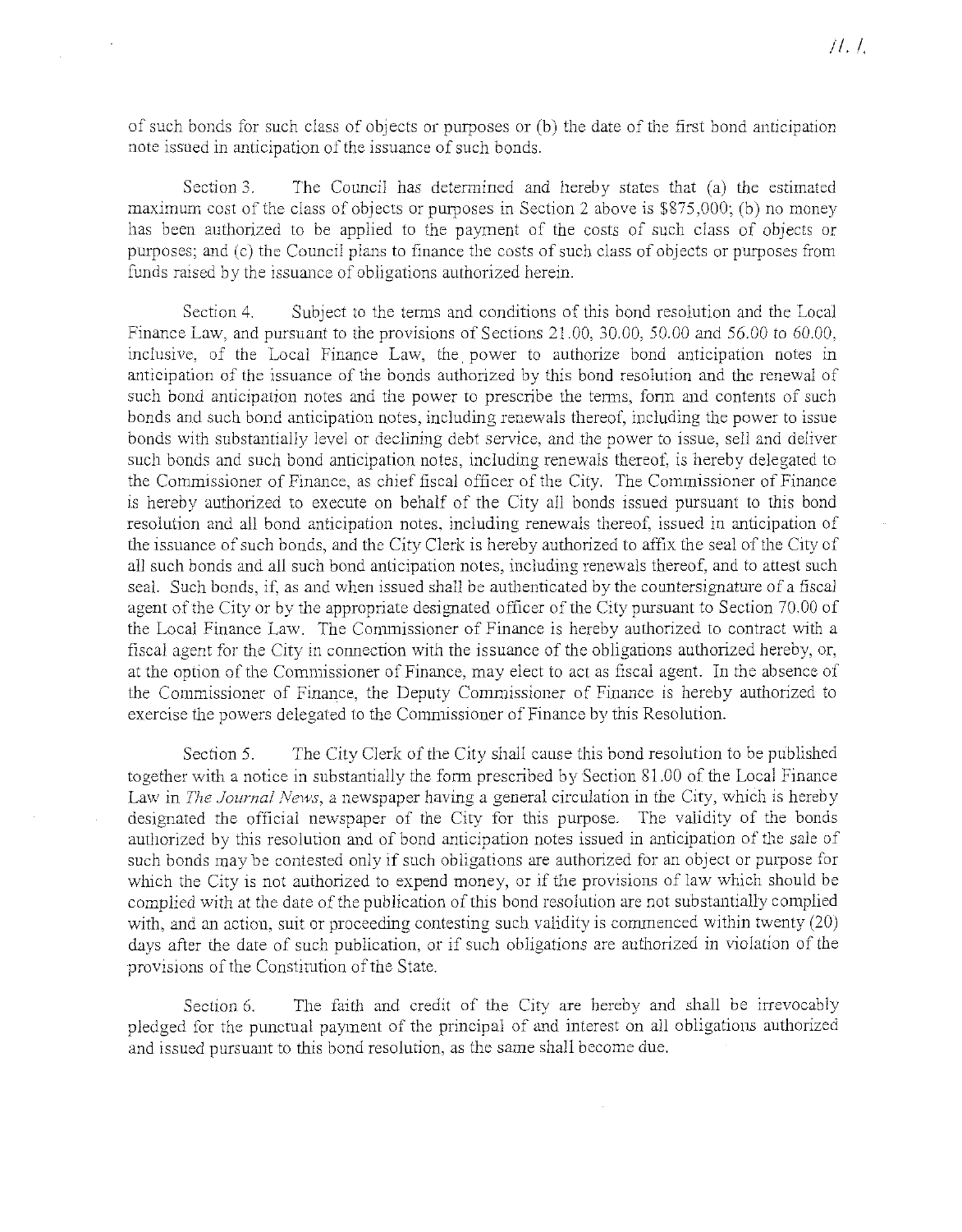of such bonds for such class of objects or purposes or (b) the date of the first bond anticipation note issued in anticipation of the issuance of such bonds.

Section 3. The Council has determined and hereby states that (a) the estimated maximum cost of the class of objects or purposes in Section 2 above is $875,000; (b) no money has been authorized to be applied to the payment of the costs of such class of objects or purposes; and (c) the Council plans to finance the costs of such class of objects or purposes from funds raised by the issuance of obligations authorized herein.

Section 4. Subject to the terms and conditions of this bond resolution and the Local Finance Law, and pursuant to the provisions of Sections 21.00, 30.00, 50.00 and 56.00 to 60.00, inclusive, of the Local Finance Law, the power to authorize bond anticipation notes in anticipation of the issuance of the bonds authorized by this bond resolution and the renewal of such bond anticipation notes and the power to prescribe the terms, form and contents of such bonds and such bond anticipation notes, including renewals thereof, including the power to issue bonds with substantially level or declining debt service, and the power to issue, sell and deliver such bonds and such bond anticipation notes, including renewals thereof, is hereby delegated to the Commissioner of Finance, as chief fiscal officer of the City. The Commissioner of Finance is hereby authorized to execute on behalf of the City all bonds issued pursuant to this bond resolution and all bond anticipation notes, including renewals thereof, issued in anticipation of the issuance of such bonds, and the City Clerk is hereby authorized to affix the seal of the City of all such bonds and all such bond anticipation notes, including renewals thereof, and to attest such seal. Such bonds, if, as and when issued shall be authenticated by the countersignature of a fiscal agent of the City or by the appropriate designated officer of the City pursuant to Section 70.00 of the Local Finance Law. The Commissioner of Finance is hereby authorized to contract with a fiscal agent for the City in connection with the issuance of the obligations authorized hereby, or, at the option of the Commissioner of Finance, may elect to act as fiscal agent. In the absence of the Commissioner of Finance, the Deputy Commissioner of Finance is hereby authorized to exercise the powers delegated to the Commissioner of Finance by this Resolution.

Section 5. The City Clerk of the City shall cause this bond resolution to be published together with a notice in substantially the form prescribed by Section 81.00 of the Local Finance Law in *The Journal News*, a newspaper having a general circulation in the City, which is hereby designated the official newspaper of the City for this purpose. The validity of the bonds authorized by this resolution and of bond anticipation notes issued in anticipation of the sale of such bonds may be contested only if such obligations are authorized for an object or purpose for which the City is not authorized to expend money, or if the provisions of law which should be complied with at the date of the publication of this bond resolution are not substantially complied with, and an action, suit or proceeding contesting such validity is commenced within twenty (20) days after the date of such publication, or if such obligations are authorized in violation of the provisions of the Constitution of the State.

Section 6. The faith and credit of the City are hereby and shall be irrevocably pledged for the punctual payment of the principal of and interest on all obligations authorized and issued pursuant to this bond resolution, as the same shall become due.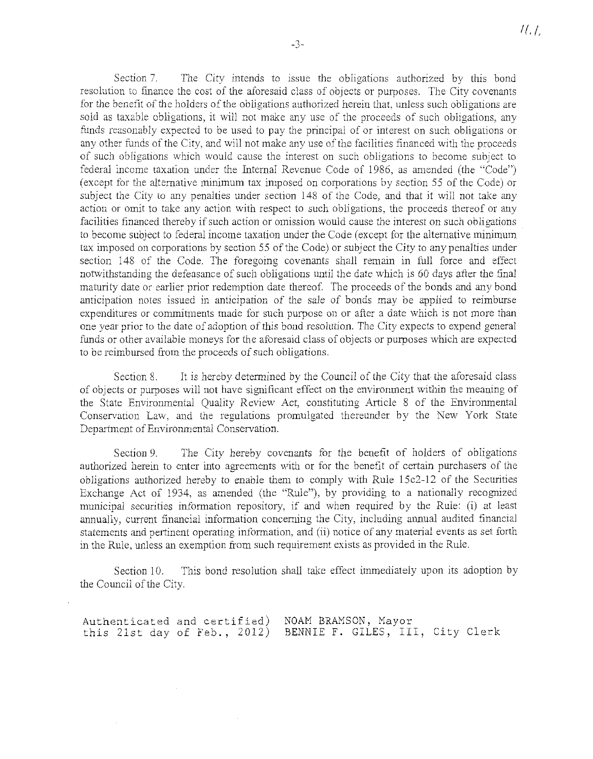Section 7. The City intends to issue the obligations authorized by this bond resolution to finance the cost of the aforesaid class of objects or purposes. The City covenants for the benefit of the holders of the obligations authorized herein that, unless such obligations are sold as taxable obligations, it will not make any use of the proceeds of such obligations, any funds reasonably expected to be used to pay the principal of or interest on such obligations or any other funds of the City, and will not make any use of the facilities financed with the proceeds of such obligations which would cause the interest on such obligations to become subject to federal income taxation under the Internal Revenue Code of 1986, as amended (the "Code") (except for the alternative minimum tax imposed on corporations by section 55 of the Code) or subject the City to any penalties under section 148 of the Code, and that it will not take any action or omit to take any action with respect to such obligations, the proceeds thereof or any facilities financed thereby if such action or omission would cause the interest on such obligations to become subject to federal income taxation under the Code (except for the alternative minimum tax imposed on corporations by section 55 of the Code) or subject the City to any penalties under section 148 of the Code. The foregoing covenants shall remain in full force and effect notwithstanding the defeasance of such obligations until the date which is 60 days after the final maturity date or earlier prior redemption date thereof. The proceeds of the bonds and any bond anticipation notes issued in anticipation of the sale of bonds may be applied to reimburse expenditures or commitments made for such purpose on or after a date which is not more than one year prior to the date of adoption of this bond resolution. The City expects to expend general funds or other available moneys for the aforesaid class of objects or purposes which are expected to be reimbursed from the proceeds of such obligations.

Section 8. It is hereby determined by the Council of the City that the aforesaid class of objects or purposes will not have significant effect on the environment within the meaning of the State Environmental Quality Review Act, constituting Article 8 of the Environmental Conservation Law, and the regulations promulgated thereunder by the New York State Department of Environmental Conservation.

Section 9. The City hereby covenants for the benefit of holders of obligations authorized herein to enter into agreements with or for the benefit of certain purchasers of the obligations authorized hereby to enable them to comply with Rule 15c2-12 of the Securities Exchange Act of 1934, as amended (the "Rule"), by providing to a nationally recognized municipal securities information repository, if and when required by the Rule: (i) at least annually, current financial information concerning the City, including annual audited financial statements and pertinent operating information, and (ii) notice of any material events as set forth in the Rule, unless an exemption from such requirement exists as provided in the Rule.

Section 10. This bond resolution shall take effect immediately upon its adoption by the Council of the City.

Authenticated and certified) NOAM BRAMSON, Mayor
this 21st day of Feb., 2012) BENNIE F. GILES, III, City Clerk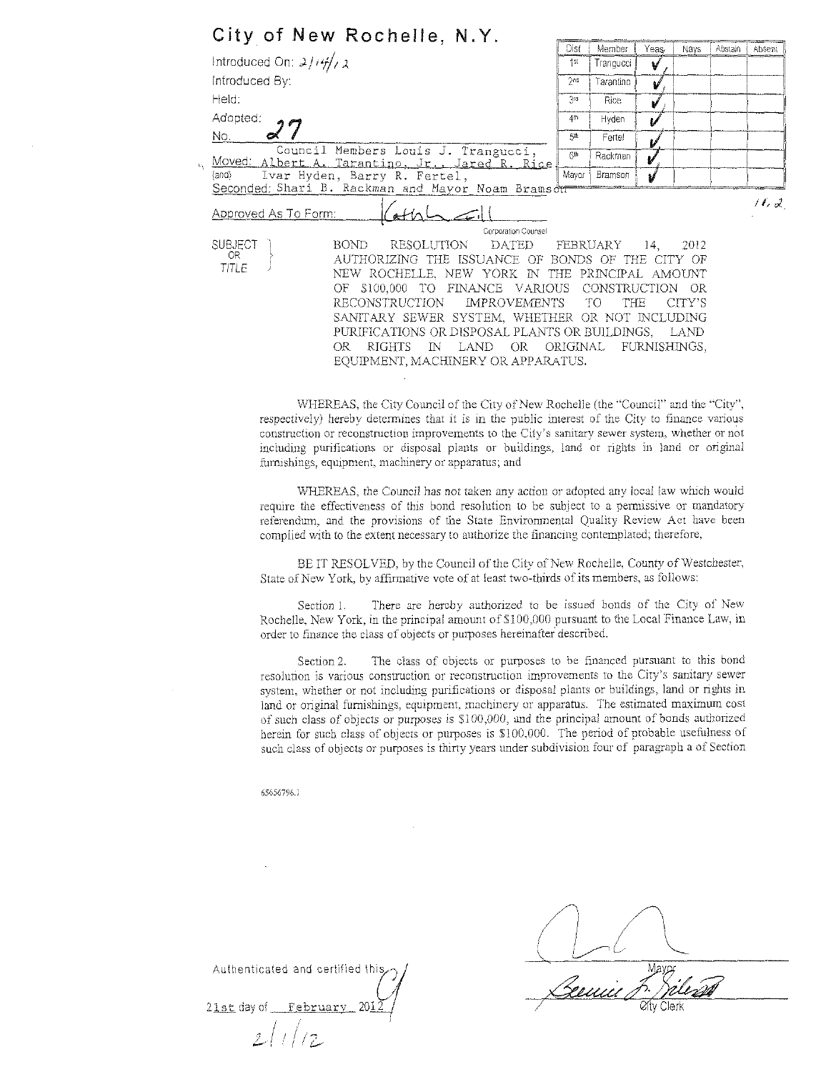# City of New Rochelle, N.Y.

Introduced On: 2/14/12

Introduced By:

Held:

Adopted:

No. 27

| Dist | Member | Yeas | Nays | Abstain | Absent |
|---|---|---|---|---|---|
| 1st | Trangucci | ✓ | | | |
| 2nd | Tarantino | ✓ | | | |
| 3rd | Rice | ✓ | | | |
| 4th | Hyden | ✓ | | | |
| 5th | Fertel | ✓ | | | |
| 6th | Rackman | ✓ | | | |
| Mayor | Bramson | ✓ | | | |

Moved: Council Members Louis J. Trangucci, Albert A. Tarantino, Jr., Jared R. Rice

(and) Ivar Hyden, Barry R. Fertel,

Seconded: Shari B. Rackman and Mayor Noam Bramson

11, 2

Approved As To Form: [signature]

Corporation Counsel

SUBJECT OR TITLE: BOND RESOLUTION DATED FEBRUARY 14, 2012 AUTHORIZING THE ISSUANCE OF BONDS OF THE CITY OF NEW ROCHELLE, NEW YORK IN THE PRINCIPAL AMOUNT OF $100,000 TO FINANCE VARIOUS CONSTRUCTION OR RECONSTRUCTION IMPROVEMENTS TO THE CITY'S SANITARY SEWER SYSTEM, WHETHER OR NOT INCLUDING PURIFICATIONS OR DISPOSAL PLANTS OR BUILDINGS, LAND OR RIGHTS IN LAND OR ORIGINAL FURNISHINGS, EQUIPMENT, MACHINERY OR APPARATUS.

WHEREAS, the City Council of the City of New Rochelle (the "Council" and the "City", respectively) hereby determines that it is in the public interest of the City to finance various construction or reconstruction improvements to the City's sanitary sewer system, whether or not including purifications or disposal plants or buildings, land or rights in land or original furnishings, equipment, machinery or apparatus; and

WHEREAS, the Council has not taken any action or adopted any local law which would require the effectiveness of this bond resolution to be subject to a permissive or mandatory referendum, and the provisions of the State Environmental Quality Review Act have been complied with to the extent necessary to authorize the financing contemplated; therefore,

BE IT RESOLVED, by the Council of the City of New Rochelle, County of Westchester, State of New York, by affirmative vote of at least two-thirds of its members, as follows:

Section 1. There are hereby authorized to be issued bonds of the City of New Rochelle, New York, in the principal amount of $100,000 pursuant to the Local Finance Law, in order to finance the class of objects or purposes hereinafter described.

Section 2. The class of objects or purposes to be financed pursuant to this bond resolution is various construction or reconstruction improvements to the City's sanitary sewer system, whether or not including purifications or disposal plants or buildings, land or rights in land or original furnishings, equipment, machinery or apparatus. The estimated maximum cost of such class of objects or purposes is $100,000, and the principal amount of bonds authorized herein for such class of objects or purposes is $100,000. The period of probable usefulness of such class of objects or purposes is thirty years under subdivision four of paragraph a of Section

65656796.1

Authenticated and certified this 21st day of February 2012

2/1/12

[signature]
Mayor

[signature]
City Clerk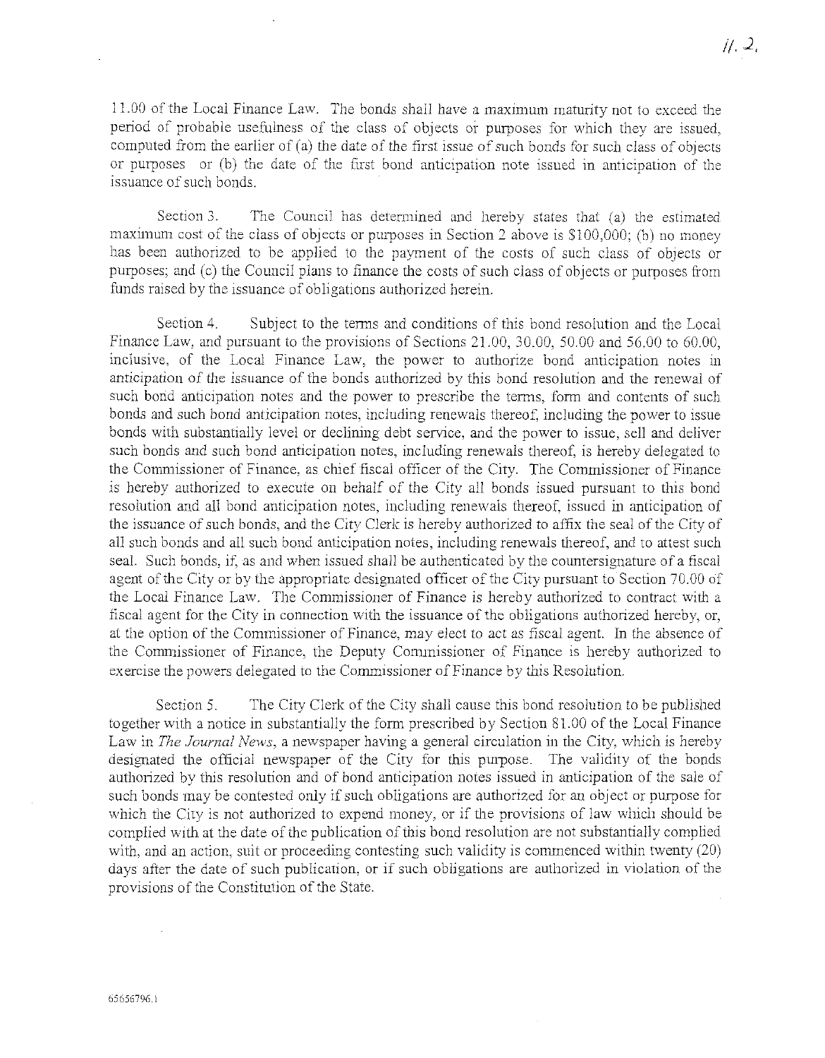11.00 of the Local Finance Law. The bonds shall have a maximum maturity not to exceed the period of probable usefulness of the class of objects or purposes for which they are issued, computed from the earlier of (a) the date of the first issue of such bonds for such class of objects or purposes or (b) the date of the first bond anticipation note issued in anticipation of the issuance of such bonds.

Section 3. The Council has determined and hereby states that (a) the estimated maximum cost of the class of objects or purposes in Section 2 above is $100,000; (b) no money has been authorized to be applied to the payment of the costs of such class of objects or purposes; and (c) the Council plans to finance the costs of such class of objects or purposes from funds raised by the issuance of obligations authorized herein.

Section 4. Subject to the terms and conditions of this bond resolution and the Local Finance Law, and pursuant to the provisions of Sections 21.00, 30.00, 50.00 and 56.00 to 60.00, inclusive, of the Local Finance Law, the power to authorize bond anticipation notes in anticipation of the issuance of the bonds authorized by this bond resolution and the renewal of such bond anticipation notes and the power to prescribe the terms, form and contents of such bonds and such bond anticipation notes, including renewals thereof, including the power to issue bonds with substantially level or declining debt service, and the power to issue, sell and deliver such bonds and such bond anticipation notes, including renewals thereof, is hereby delegated to the Commissioner of Finance, as chief fiscal officer of the City. The Commissioner of Finance is hereby authorized to execute on behalf of the City all bonds issued pursuant to this bond resolution and all bond anticipation notes, including renewals thereof, issued in anticipation of the issuance of such bonds, and the City Clerk is hereby authorized to affix the seal of the City of all such bonds and all such bond anticipation notes, including renewals thereof, and to attest such seal. Such bonds, if, as and when issued shall be authenticated by the countersignature of a fiscal agent of the City or by the appropriate designated officer of the City pursuant to Section 70.00 of the Local Finance Law. The Commissioner of Finance is hereby authorized to contract with a fiscal agent for the City in connection with the issuance of the obligations authorized hereby, or, at the option of the Commissioner of Finance, may elect to act as fiscal agent. In the absence of the Commissioner of Finance, the Deputy Commissioner of Finance is hereby authorized to exercise the powers delegated to the Commissioner of Finance by this Resolution.

Section 5. The City Clerk of the City shall cause this bond resolution to be published together with a notice in substantially the form prescribed by Section 81.00 of the Local Finance Law in *The Journal News*, a newspaper having a general circulation in the City, which is hereby designated the official newspaper of the City for this purpose. The validity of the bonds authorized by this resolution and of bond anticipation notes issued in anticipation of the sale of such bonds may be contested only if such obligations are authorized for an object or purpose for which the City is not authorized to expend money, or if the provisions of law which should be complied with at the date of the publication of this bond resolution are not substantially complied with, and an action, suit or proceeding contesting such validity is commenced within twenty (20) days after the date of such publication, or if such obligations are authorized in violation of the provisions of the Constitution of the State.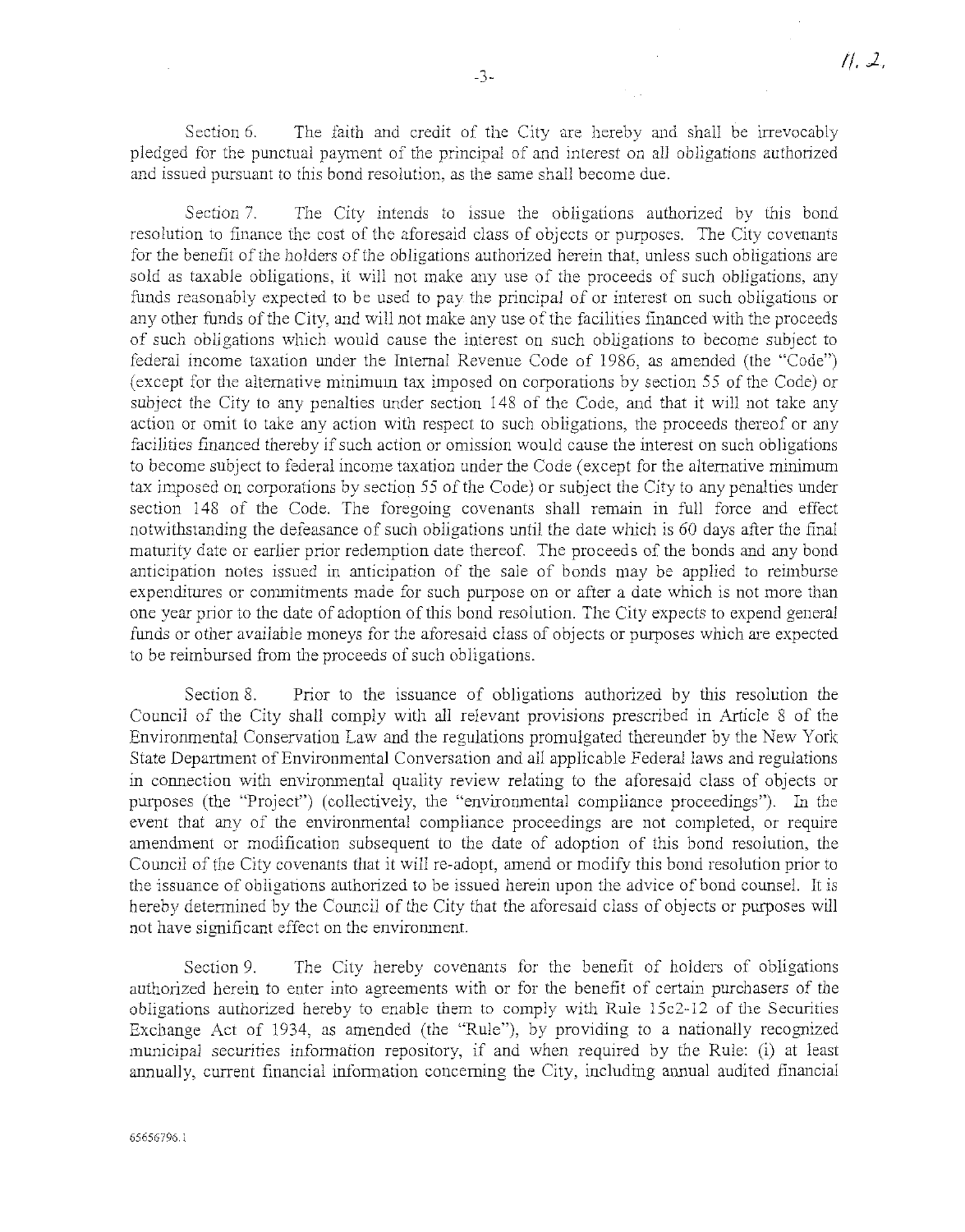Section 6. The faith and credit of the City are hereby and shall be irrevocably pledged for the punctual payment of the principal of and interest on all obligations authorized and issued pursuant to this bond resolution, as the same shall become due.

Section 7. The City intends to issue the obligations authorized by this bond resolution to finance the cost of the aforesaid class of objects or purposes. The City covenants for the benefit of the holders of the obligations authorized herein that, unless such obligations are sold as taxable obligations, it will not make any use of the proceeds of such obligations, any funds reasonably expected to be used to pay the principal of or interest on such obligations or any other funds of the City, and will not make any use of the facilities financed with the proceeds of such obligations which would cause the interest on such obligations to become subject to federal income taxation under the Internal Revenue Code of 1986, as amended (the "Code") (except for the alternative minimum tax imposed on corporations by section 55 of the Code) or subject the City to any penalties under section 148 of the Code, and that it will not take any action or omit to take any action with respect to such obligations, the proceeds thereof or any facilities financed thereby if such action or omission would cause the interest on such obligations to become subject to federal income taxation under the Code (except for the alternative minimum tax imposed on corporations by section 55 of the Code) or subject the City to any penalties under section 148 of the Code. The foregoing covenants shall remain in full force and effect notwithstanding the defeasance of such obligations until the date which is 60 days after the final maturity date or earlier prior redemption date thereof. The proceeds of the bonds and any bond anticipation notes issued in anticipation of the sale of bonds may be applied to reimburse expenditures or commitments made for such purpose on or after a date which is not more than one year prior to the date of adoption of this bond resolution. The City expects to expend general funds or other available moneys for the aforesaid class of objects or purposes which are expected to be reimbursed from the proceeds of such obligations.

Section 8. Prior to the issuance of obligations authorized by this resolution the Council of the City shall comply with all relevant provisions prescribed in Article 8 of the Environmental Conservation Law and the regulations promulgated thereunder by the New York State Department of Environmental Conversation and all applicable Federal laws and regulations in connection with environmental quality review relating to the aforesaid class of objects or purposes (the "Project") (collectively, the "environmental compliance proceedings"). In the event that any of the environmental compliance proceedings are not completed, or require amendment or modification subsequent to the date of adoption of this bond resolution, the Council of the City covenants that it will re-adopt, amend or modify this bond resolution prior to the issuance of obligations authorized to be issued herein upon the advice of bond counsel. It is hereby determined by the Council of the City that the aforesaid class of objects or purposes will not have significant effect on the environment.

Section 9. The City hereby covenants for the benefit of holders of obligations authorized herein to enter into agreements with or for the benefit of certain purchasers of the obligations authorized hereby to enable them to comply with Rule 15c2-12 of the Securities Exchange Act of 1934, as amended (the "Rule"), by providing to a nationally recognized municipal securities information repository, if and when required by the Rule: (i) at least annually, current financial information concerning the City, including annual audited financial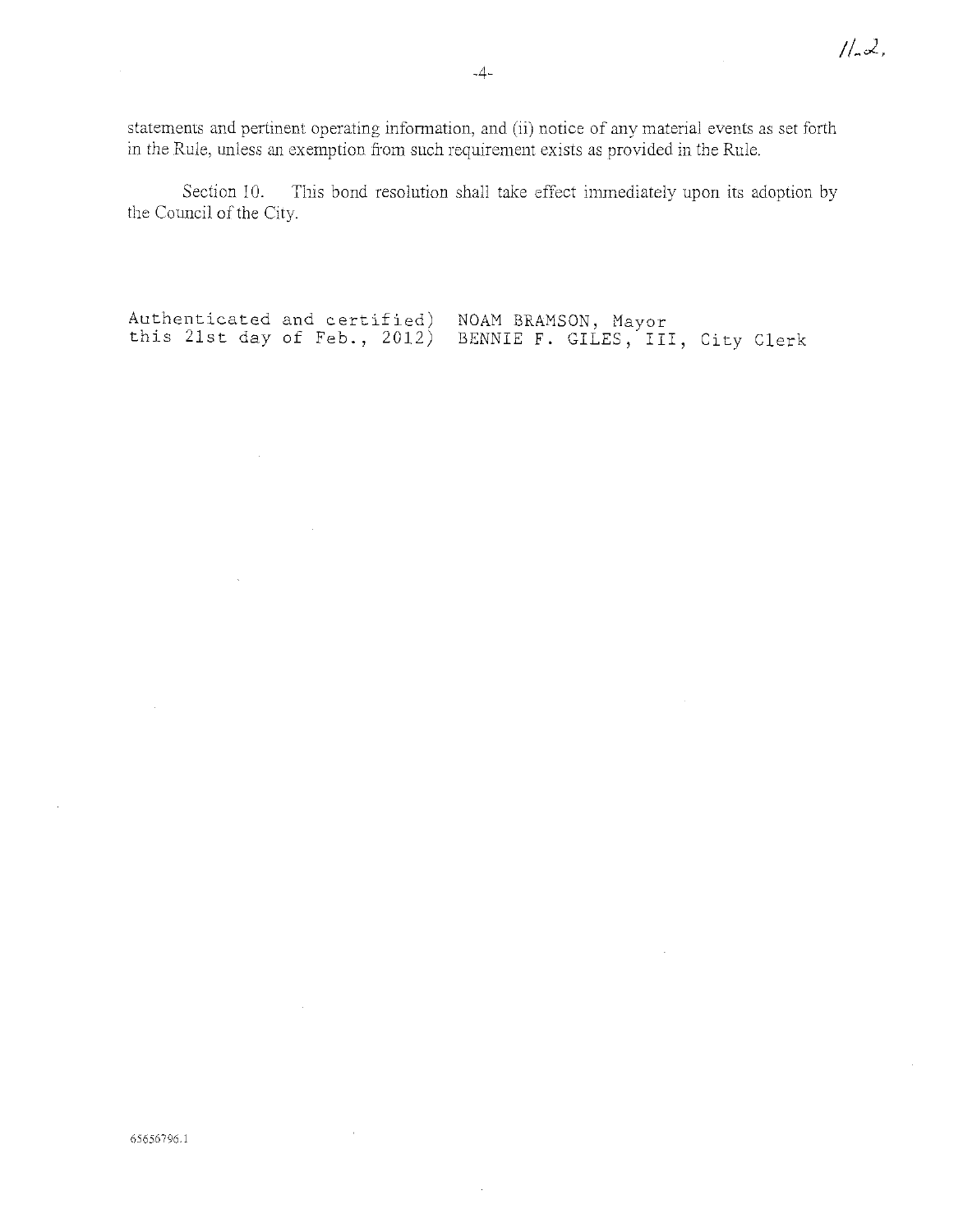statements and pertinent operating information, and (ii) notice of any material events as set forth in the Rule, unless an exemption from such requirement exists as provided in the Rule.

Section 10. This bond resolution shall take effect immediately upon its adoption by the Council of the City.

```
Authenticated and certified)  NOAM BRAMSON, Mayor
this 21st day of Feb., 2012)  BENNIE F. GILES, III, City Clerk
```

65656796.1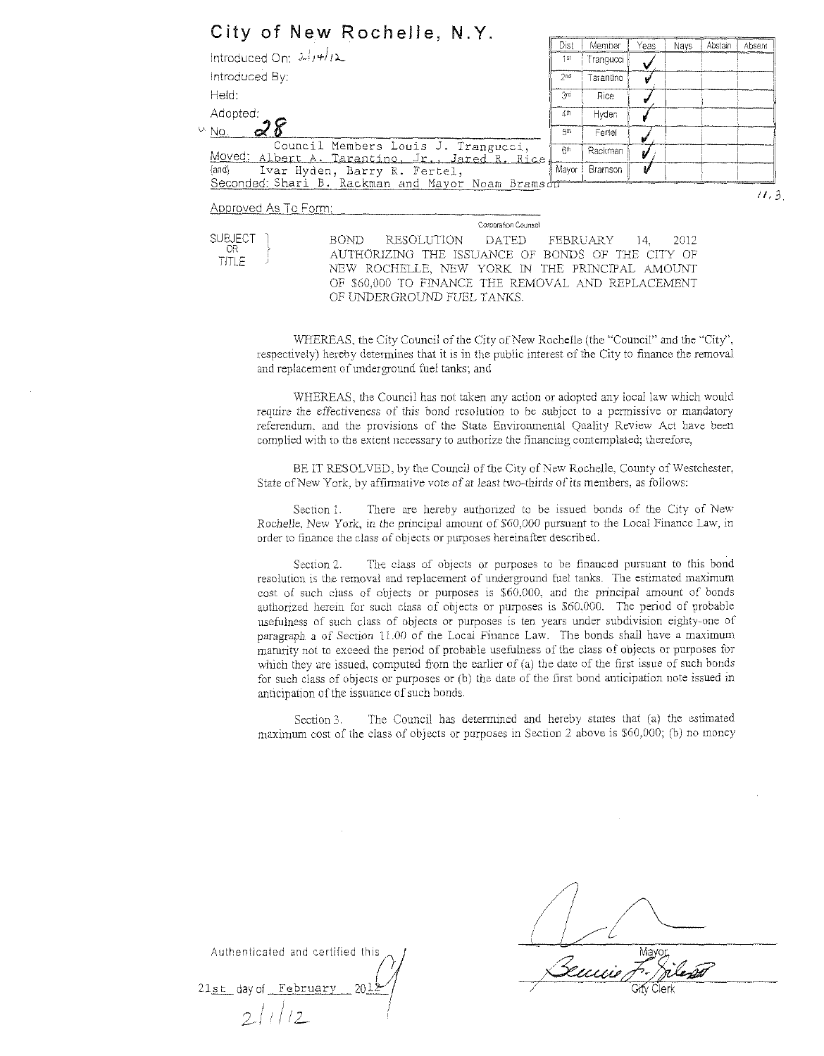# City of New Rochelle, N.Y.

Introduced On: 2/14/12

Introduced By:

Held:

Adopted:

No. 28

Moved: Council Members Louis J. Trangucci, Albert A. Tarantino, Jr., Jared R. Rice,

(and) Ivar Hyden, Barry R. Fertel,

Seconded: Shari B. Rackman and Mayor Noam Bramson

| Dist | Member | Yeas | Nays | Abstain | Absent |
|---|---|---|---|---|---|
| 1st | Trangucci | ✓ | | | |
| 2nd | Tarantino | ✓ | | | |
| 3rd | Rice | ✓ | | | |
| 4th | Hyden | ✓ | | | |
| 5th | Fertel | ✓ | | | |
| 6th | Rackman | ✓ | | | |
| Mayor | Bramson | ✓ | | | |

11.3.

Approved As To Form: ______________________

Corporation Counsel

SUBJECT OR TITLE: BOND RESOLUTION DATED FEBRUARY 14, 2012 AUTHORIZING THE ISSUANCE OF BONDS OF THE CITY OF NEW ROCHELLE, NEW YORK IN THE PRINCIPAL AMOUNT OF $60,000 TO FINANCE THE REMOVAL AND REPLACEMENT OF UNDERGROUND FUEL TANKS.

WHEREAS, the City Council of the City of New Rochelle (the "Council" and the "City", respectively) hereby determines that it is in the public interest of the City to finance the removal and replacement of underground fuel tanks; and

WHEREAS, the Council has not taken any action or adopted any local law which would require the effectiveness of this bond resolution to be subject to a permissive or mandatory referendum, and the provisions of the State Environmental Quality Review Act have been complied with to the extent necessary to authorize the financing contemplated; therefore,

BE IT RESOLVED, by the Council of the City of New Rochelle, County of Westchester, State of New York, by affirmative vote of at least two-thirds of its members, as follows:

Section 1. There are hereby authorized to be issued bonds of the City of New Rochelle, New York, in the principal amount of $60,000 pursuant to the Local Finance Law, in order to finance the class of objects or purposes hereinafter described.

Section 2. The class of objects or purposes to be financed pursuant to this bond resolution is the removal and replacement of underground fuel tanks. The estimated maximum cost of such class of objects or purposes is $60,000, and the principal amount of bonds authorized herein for such class of objects or purposes is $60,000. The period of probable usefulness of such class of objects or purposes is ten years under subdivision eighty-one of paragraph a of Section 11.00 of the Local Finance Law. The bonds shall have a maximum maturity not to exceed the period of probable usefulness of the class of objects or purposes for which they are issued, computed from the earlier of (a) the date of the first issue of such bonds for such class of objects or purposes or (b) the date of the first bond anticipation note issued in anticipation of the issuance of such bonds.

Section 3. The Council has determined and hereby states that (a) the estimated maximum cost of the class of objects or purposes in Section 2 above is $60,000; (b) no money

Authenticated and certified this 21st day of February 2012

2/1/12

Mayor

City Clerk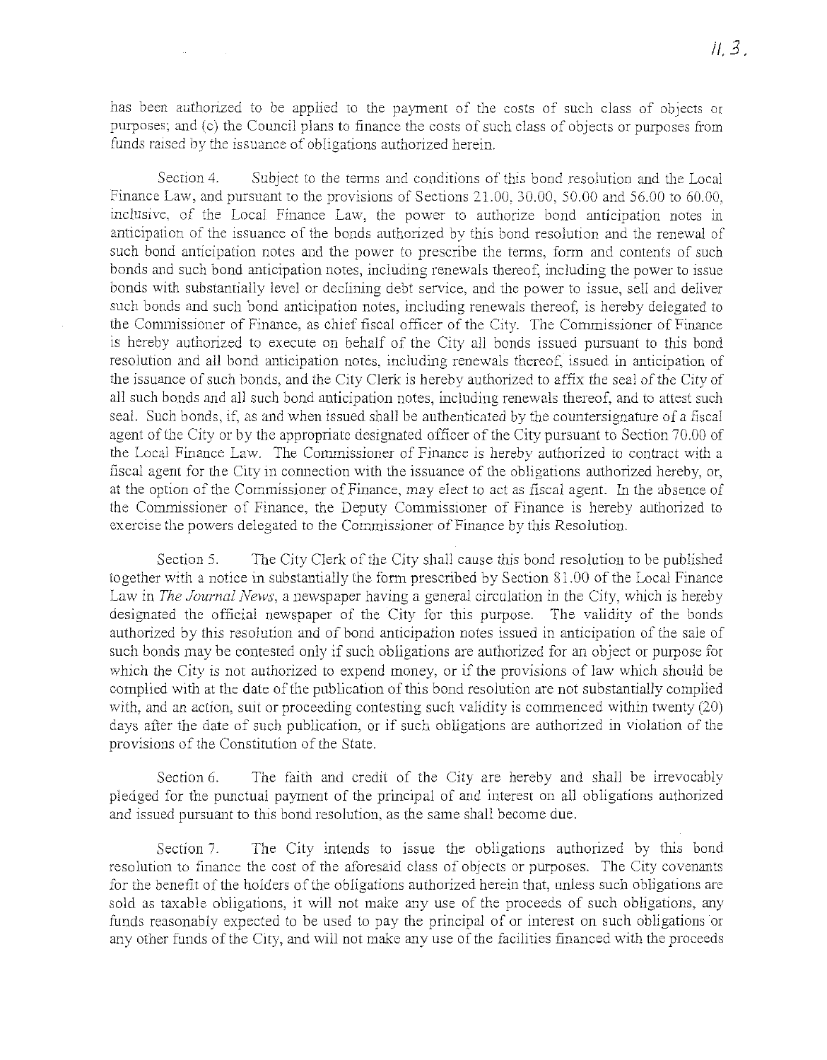has been authorized to be applied to the payment of the costs of such class of objects or purposes; and (c) the Council plans to finance the costs of such class of objects or purposes from funds raised by the issuance of obligations authorized herein.

Section 4. Subject to the terms and conditions of this bond resolution and the Local Finance Law, and pursuant to the provisions of Sections 21.00, 30.00, 50.00 and 56.00 to 60.00, inclusive, of the Local Finance Law, the power to authorize bond anticipation notes in anticipation of the issuance of the bonds authorized by this bond resolution and the renewal of such bond anticipation notes and the power to prescribe the terms, form and contents of such bonds and such bond anticipation notes, including renewals thereof, including the power to issue bonds with substantially level or declining debt service, and the power to issue, sell and deliver such bonds and such bond anticipation notes, including renewals thereof, is hereby delegated to the Commissioner of Finance, as chief fiscal officer of the City. The Commissioner of Finance is hereby authorized to execute on behalf of the City all bonds issued pursuant to this bond resolution and all bond anticipation notes, including renewals thereof, issued in anticipation of the issuance of such bonds, and the City Clerk is hereby authorized to affix the seal of the City of all such bonds and all such bond anticipation notes, including renewals thereof, and to attest such seal. Such bonds, if, as and when issued shall be authenticated by the countersignature of a fiscal agent of the City or by the appropriate designated officer of the City pursuant to Section 70.00 of the Local Finance Law. The Commissioner of Finance is hereby authorized to contract with a fiscal agent for the City in connection with the issuance of the obligations authorized hereby, or, at the option of the Commissioner of Finance, may elect to act as fiscal agent. In the absence of the Commissioner of Finance, the Deputy Commissioner of Finance is hereby authorized to exercise the powers delegated to the Commissioner of Finance by this Resolution.

Section 5. The City Clerk of the City shall cause this bond resolution to be published together with a notice in substantially the form prescribed by Section 81.00 of the Local Finance Law in *The Journal News*, a newspaper having a general circulation in the City, which is hereby designated the official newspaper of the City for this purpose. The validity of the bonds authorized by this resolution and of bond anticipation notes issued in anticipation of the sale of such bonds may be contested only if such obligations are authorized for an object or purpose for which the City is not authorized to expend money, or if the provisions of law which should be complied with at the date of the publication of this bond resolution are not substantially complied with, and an action, suit or proceeding contesting such validity is commenced within twenty (20) days after the date of such publication, or if such obligations are authorized in violation of the provisions of the Constitution of the State.

Section 6. The faith and credit of the City are hereby and shall be irrevocably pledged for the punctual payment of the principal of and interest on all obligations authorized and issued pursuant to this bond resolution, as the same shall become due.

Section 7. The City intends to issue the obligations authorized by this bond resolution to finance the cost of the aforesaid class of objects or purposes. The City covenants for the benefit of the holders of the obligations authorized herein that, unless such obligations are sold as taxable obligations, it will not make any use of the proceeds of such obligations, any funds reasonably expected to be used to pay the principal of or interest on such obligations or any other funds of the City, and will not make any use of the facilities financed with the proceeds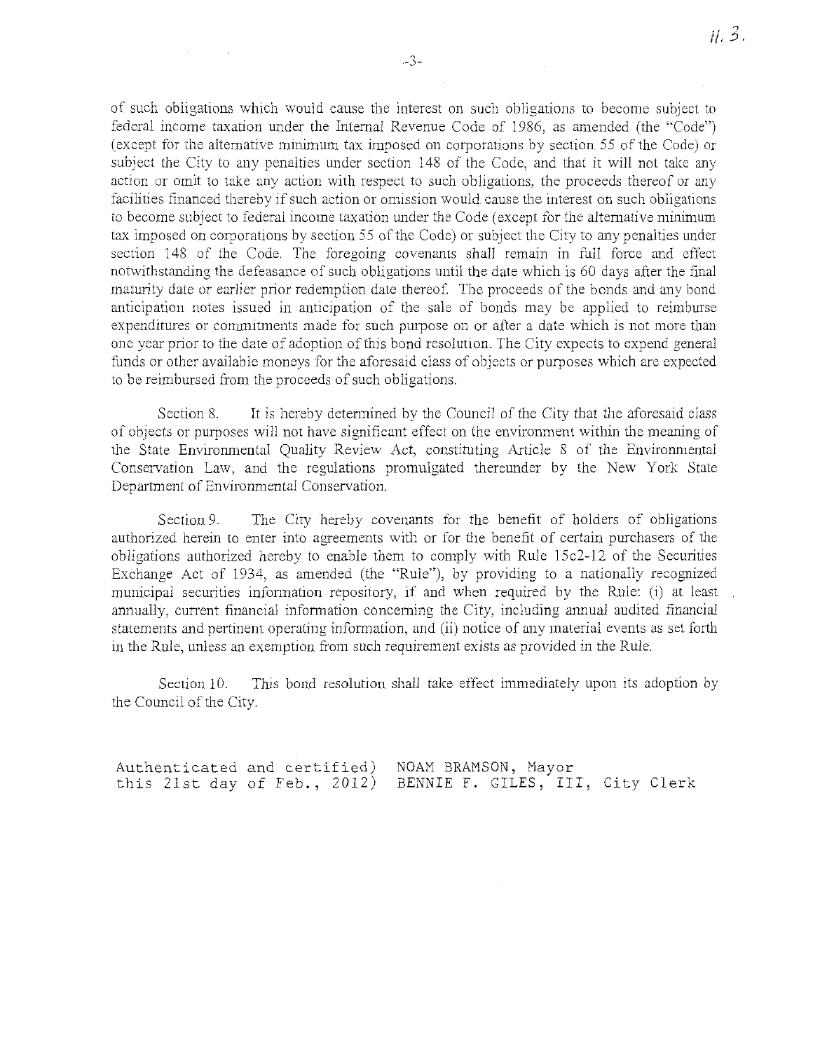of such obligations which would cause the interest on such obligations to become subject to federal income taxation under the Internal Revenue Code of 1986, as amended (the "Code") (except for the alternative minimum tax imposed on corporations by section 55 of the Code) or subject the City to any penalties under section 148 of the Code, and that it will not take any action or omit to take any action with respect to such obligations, the proceeds thereof or any facilities financed thereby if such action or omission would cause the interest on such obligations to become subject to federal income taxation under the Code (except for the alternative minimum tax imposed on corporations by section 55 of the Code) or subject the City to any penalties under section 148 of the Code. The foregoing covenants shall remain in full force and effect notwithstanding the defeasance of such obligations until the date which is 60 days after the final maturity date or earlier prior redemption date thereof. The proceeds of the bonds and any bond anticipation notes issued in anticipation of the sale of bonds may be applied to reimburse expenditures or commitments made for such purpose on or after a date which is not more than one year prior to the date of adoption of this bond resolution. The City expects to expend general funds or other available moneys for the aforesaid class of objects or purposes which are expected to be reimbursed from the proceeds of such obligations.

Section 8. It is hereby determined by the Council of the City that the aforesaid class of objects or purposes will not have significant effect on the environment within the meaning of the State Environmental Quality Review Act, constituting Article 8 of the Environmental Conservation Law, and the regulations promulgated thereunder by the New York State Department of Environmental Conservation.

Section 9. The City hereby covenants for the benefit of holders of obligations authorized herein to enter into agreements with or for the benefit of certain purchasers of the obligations authorized hereby to enable them to comply with Rule 15c2-12 of the Securities Exchange Act of 1934, as amended (the "Rule"), by providing to a nationally recognized municipal securities information repository, if and when required by the Rule: (i) at least annually, current financial information concerning the City, including annual audited financial statements and pertinent operating information, and (ii) notice of any material events as set forth in the Rule, unless an exemption from such requirement exists as provided in the Rule.

Section 10. This bond resolution shall take effect immediately upon its adoption by the Council of the City.

```
Authenticated and certified)  NOAM BRAMSON, Mayor
this 21st day of Feb., 2012)  BENNIE F. GILES, III, City Clerk
```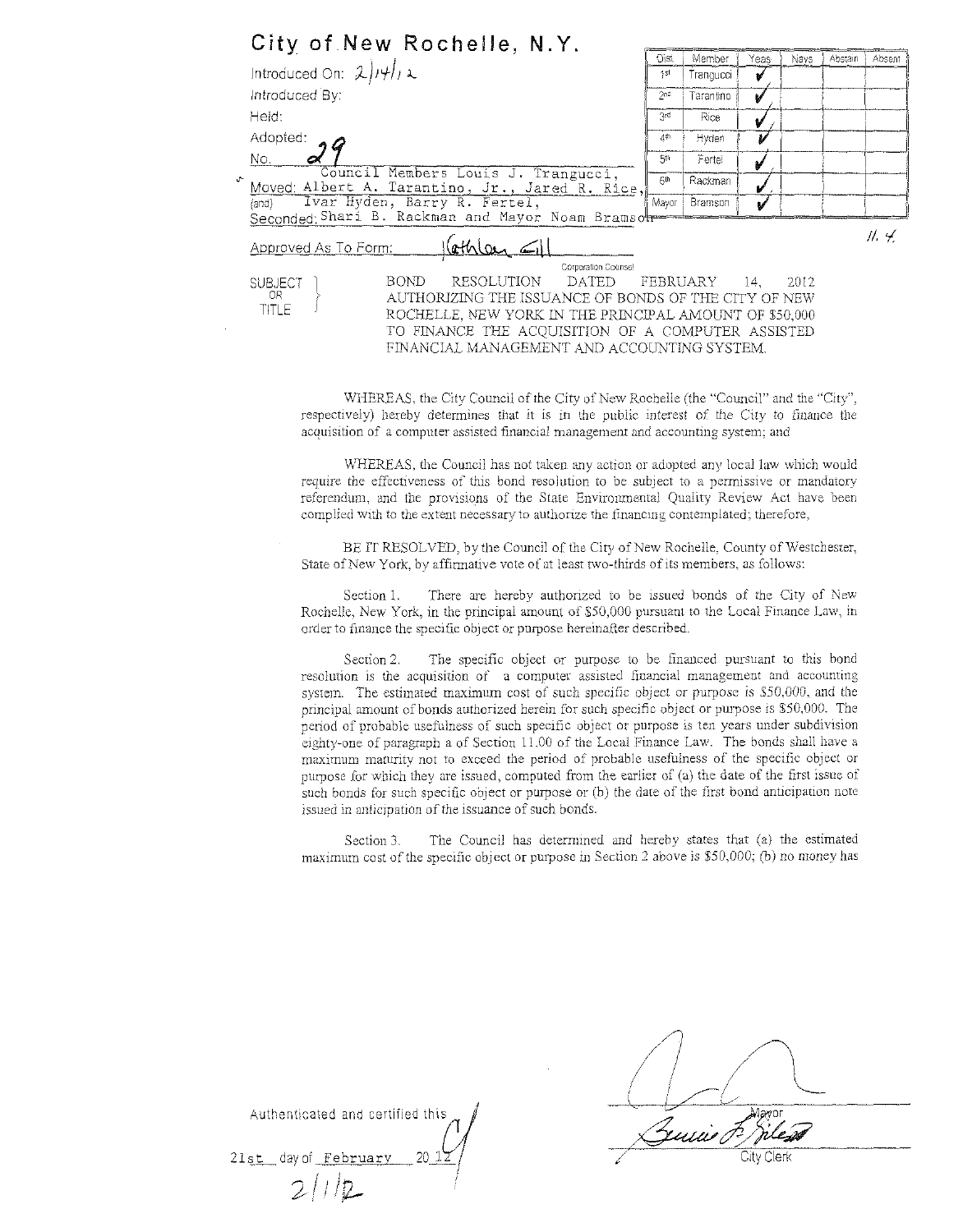# City of New Rochelle, N.Y.

Introduced On: 2/14/12

Introduced By:

Held:

Adopted:

No. 29

Moved: Council Members Louis J. Trangucci, Albert A. Tarantino, Jr., Jared R. Rice,

(and) Ivar Hyden, Barry R. Fertel,

Seconded: Shari B. Rackman and Mayor Noam Bramson

| Dist | Member | Yeas | Nays | Abstain | Absent |
|---|---|---|---|---|---|
| 1st | Trangucci | ✓ | | | |
| 2nd | Tarantino | ✓ | | | |
| 3rd | Rice | ✓ | | | |
| 4th | Hyden | ✓ | | | |
| 5th | Fertel | ✓ | | | |
| 6th | Rackman | ✓ | | | |
| Mayor | Bramson | ✓ | | | |

11.4

Approved As To Form: Kathleen Gill
Corporation Counsel

SUBJECT OR TITLE: BOND RESOLUTION DATED FEBRUARY 14, 2012 AUTHORIZING THE ISSUANCE OF BONDS OF THE CITY OF NEW ROCHELLE, NEW YORK IN THE PRINCIPAL AMOUNT OF $50,000 TO FINANCE THE ACQUISITION OF A COMPUTER ASSISTED FINANCIAL MANAGEMENT AND ACCOUNTING SYSTEM.

WHEREAS, the City Council of the City of New Rochelle (the "Council" and the "City", respectively) hereby determines that it is in the public interest of the City to finance the acquisition of a computer assisted financial management and accounting system; and

WHEREAS, the Council has not taken any action or adopted any local law which would require the effectiveness of this bond resolution to be subject to a permissive or mandatory referendum, and the provisions of the State Environmental Quality Review Act have been complied with to the extent necessary to authorize the financing contemplated; therefore,

BE IT RESOLVED, by the Council of the City of New Rochelle, County of Westchester, State of New York, by affirmative vote of at least two-thirds of its members, as follows:

Section 1. There are hereby authorized to be issued bonds of the City of New Rochelle, New York, in the principal amount of $50,000 pursuant to the Local Finance Law, in order to finance the specific object or purpose hereinafter described.

Section 2. The specific object or purpose to be financed pursuant to this bond resolution is the acquisition of a computer assisted financial management and accounting system. The estimated maximum cost of such specific object or purpose is $50,000, and the principal amount of bonds authorized herein for such specific object or purpose is $50,000. The period of probable usefulness of such specific object or purpose is ten years under subdivision eighty-one of paragraph a of Section 11.00 of the Local Finance Law. The bonds shall have a maximum maturity not to exceed the period of probable usefulness of the specific object or purpose for which they are issued, computed from the earlier of (a) the date of the first issue of such bonds for such specific object or purpose or (b) the date of the first bond anticipation note issued in anticipation of the issuance of such bonds.

Section 3. The Council has determined and hereby states that (a) the estimated maximum cost of the specific object or purpose in Section 2 above is $50,000; (b) no money has

Authenticated and certified this 21st day of February 2012

2/1/12

Mayor

City Clerk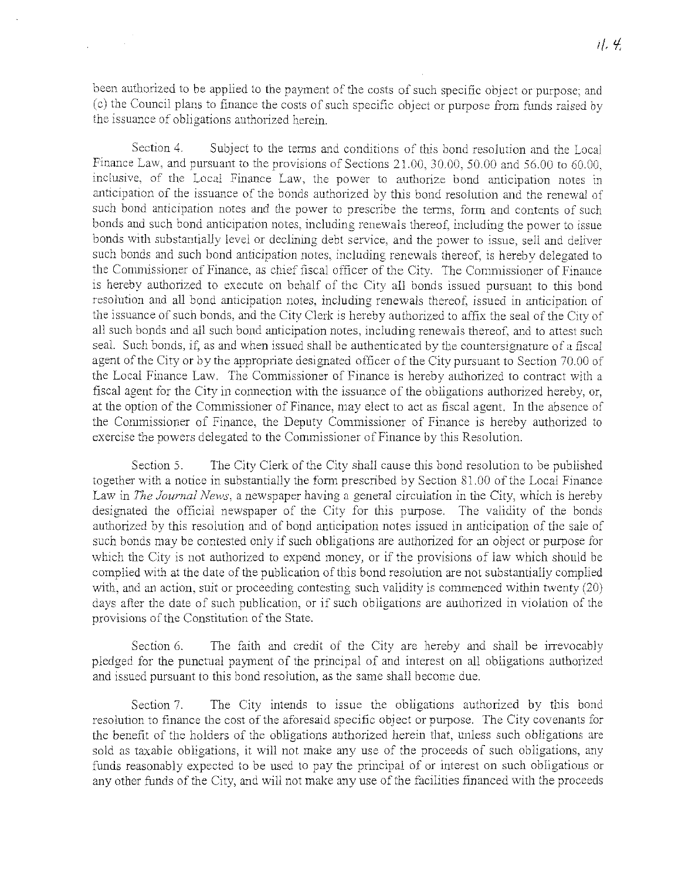been authorized to be applied to the payment of the costs of such specific object or purpose; and (c) the Council plans to finance the costs of such specific object or purpose from funds raised by the issuance of obligations authorized herein.

Section 4. Subject to the terms and conditions of this bond resolution and the Local Finance Law, and pursuant to the provisions of Sections 21.00, 30.00, 50.00 and 56.00 to 60.00, inclusive, of the Local Finance Law, the power to authorize bond anticipation notes in anticipation of the issuance of the bonds authorized by this bond resolution and the renewal of such bond anticipation notes and the power to prescribe the terms, form and contents of such bonds and such bond anticipation notes, including renewals thereof, including the power to issue bonds with substantially level or declining debt service, and the power to issue, sell and deliver such bonds and such bond anticipation notes, including renewals thereof, is hereby delegated to the Commissioner of Finance, as chief fiscal officer of the City. The Commissioner of Finance is hereby authorized to execute on behalf of the City all bonds issued pursuant to this bond resolution and all bond anticipation notes, including renewals thereof, issued in anticipation of the issuance of such bonds, and the City Clerk is hereby authorized to affix the seal of the City of all such bonds and all such bond anticipation notes, including renewals thereof, and to attest such seal. Such bonds, if, as and when issued shall be authenticated by the countersignature of a fiscal agent of the City or by the appropriate designated officer of the City pursuant to Section 70.00 of the Local Finance Law. The Commissioner of Finance is hereby authorized to contract with a fiscal agent for the City in connection with the issuance of the obligations authorized hereby, or, at the option of the Commissioner of Finance, may elect to act as fiscal agent. In the absence of the Commissioner of Finance, the Deputy Commissioner of Finance is hereby authorized to exercise the powers delegated to the Commissioner of Finance by this Resolution.

Section 5. The City Clerk of the City shall cause this bond resolution to be published together with a notice in substantially the form prescribed by Section 81.00 of the Local Finance Law in *The Journal News*, a newspaper having a general circulation in the City, which is hereby designated the official newspaper of the City for this purpose. The validity of the bonds authorized by this resolution and of bond anticipation notes issued in anticipation of the sale of such bonds may be contested only if such obligations are authorized for an object or purpose for which the City is not authorized to expend money, or if the provisions of law which should be complied with at the date of the publication of this bond resolution are not substantially complied with, and an action, suit or proceeding contesting such validity is commenced within twenty (20) days after the date of such publication, or if such obligations are authorized in violation of the provisions of the Constitution of the State.

Section 6. The faith and credit of the City are hereby and shall be irrevocably pledged for the punctual payment of the principal of and interest on all obligations authorized and issued pursuant to this bond resolution, as the same shall become due.

Section 7. The City intends to issue the obligations authorized by this bond resolution to finance the cost of the aforesaid specific object or purpose. The City covenants for the benefit of the holders of the obligations authorized herein that, unless such obligations are sold as taxable obligations, it will not make any use of the proceeds of such obligations, any funds reasonably expected to be used to pay the principal of or interest on such obligations or any other funds of the City, and will not make any use of the facilities financed with the proceeds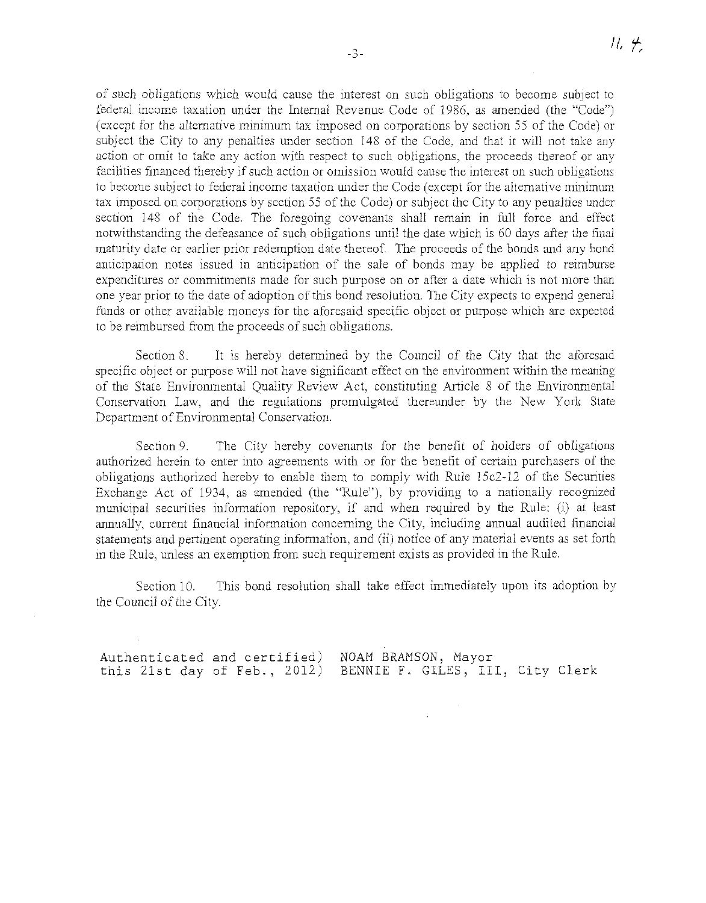of such obligations which would cause the interest on such obligations to become subject to federal income taxation under the Internal Revenue Code of 1986, as amended (the "Code") (except for the alternative minimum tax imposed on corporations by section 55 of the Code) or subject the City to any penalties under section 148 of the Code, and that it will not take any action or omit to take any action with respect to such obligations, the proceeds thereof or any facilities financed thereby if such action or omission would cause the interest on such obligations to become subject to federal income taxation under the Code (except for the alternative minimum tax imposed on corporations by section 55 of the Code) or subject the City to any penalties under section 148 of the Code. The foregoing covenants shall remain in full force and effect notwithstanding the defeasance of such obligations until the date which is 60 days after the final maturity date or earlier prior redemption date thereof. The proceeds of the bonds and any bond anticipation notes issued in anticipation of the sale of bonds may be applied to reimburse expenditures or commitments made for such purpose on or after a date which is not more than one year prior to the date of adoption of this bond resolution. The City expects to expend general funds or other available moneys for the aforesaid specific object or purpose which are expected to be reimbursed from the proceeds of such obligations.

Section 8. It is hereby determined by the Council of the City that the aforesaid specific object or purpose will not have significant effect on the environment within the meaning of the State Environmental Quality Review Act, constituting Article 8 of the Environmental Conservation Law, and the regulations promulgated thereunder by the New York State Department of Environmental Conservation.

Section 9. The City hereby covenants for the benefit of holders of obligations authorized herein to enter into agreements with or for the benefit of certain purchasers of the obligations authorized hereby to enable them to comply with Rule 15c2-12 of the Securities Exchange Act of 1934, as amended (the "Rule"), by providing to a nationally recognized municipal securities information repository, if and when required by the Rule: (i) at least annually, current financial information concerning the City, including annual audited financial statements and pertinent operating information, and (ii) notice of any material events as set forth in the Rule, unless an exemption from such requirement exists as provided in the Rule.

Section 10. This bond resolution shall take effect immediately upon its adoption by the Council of the City.

Authenticated and certified) NOAM BRAMSON, Mayor
this 21st day of Feb., 2012) BENNIE F. GILES, III, City Clerk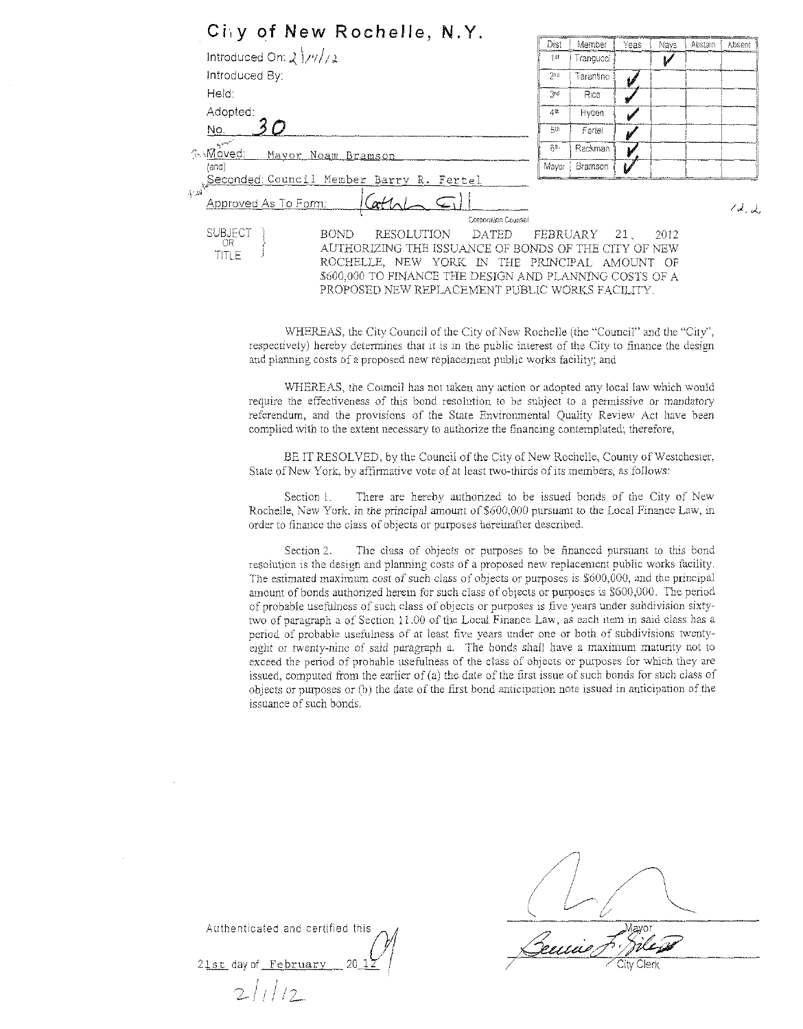# City of New Rochelle, N.Y.

Introduced On: 2/14/12

Introduced By:

Held:

Adopted:

No. 30

Moved: Mayor Noam Bramson

(and)

Seconded: Council Member Barry R. Fertel

Approved As To Form: Cathleen Gill
Corporation Counsel

| Dist | Member | Yeas | Nays | Abstain | Absent |
|---|---|---|---|---|---|
| 1st | Trangucci | | ✓ | | |
| 2nd | Tarantino | ✓ | | | |
| 3rd | Rice | ✓ | | | |
| 4th | Hyden | ✓ | | | |
| 5th | Fertel | ✓ | | | |
| 6th | Rackman | ✓ | | | |
| Mayor | Bramson | ✓ | | | |

12.2.

SUBJECT OR TITLE: BOND RESOLUTION DATED FEBRUARY 21, 2012 AUTHORIZING THE ISSUANCE OF BONDS OF THE CITY OF NEW ROCHELLE, NEW YORK IN THE PRINCIPAL AMOUNT OF $600,000 TO FINANCE THE DESIGN AND PLANNING COSTS OF A PROPOSED NEW REPLACEMENT PUBLIC WORKS FACILITY.

WHEREAS, the City Council of the City of New Rochelle (the "Council" and the "City", respectively) hereby determines that it is in the public interest of the City to finance the design and planning costs of a proposed new replacement public works facility; and

WHEREAS, the Council has not taken any action or adopted any local law which would require the effectiveness of this bond resolution to be subject to a permissive or mandatory referendum, and the provisions of the State Environmental Quality Review Act have been complied with to the extent necessary to authorize the financing contemplated; therefore,

BE IT RESOLVED, by the Council of the City of New Rochelle, County of Westchester, State of New York, by affirmative vote of at least two-thirds of its members, as follows:

Section 1. There are hereby authorized to be issued bonds of the City of New Rochelle, New York, in the principal amount of $600,000 pursuant to the Local Finance Law, in order to finance the class of objects or purposes hereinafter described.

Section 2. The class of objects or purposes to be financed pursuant to this bond resolution is the design and planning costs of a proposed new replacement public works facility. The estimated maximum cost of such class of objects or purposes is $600,000, and the principal amount of bonds authorized herein for such class of objects or purposes is $600,000. The period of probable usefulness of such class of objects or purposes is five years under subdivision sixty-two of paragraph a of Section 11.00 of the Local Finance Law, as each item in said class has a period of probable usefulness of at least five years under one or both of subdivisions twenty-eight or twenty-nine of said paragraph a. The bonds shall have a maximum maturity not to exceed the period of probable usefulness of the class of objects or purposes for which they are issued, computed from the earlier of (a) the date of the first issue of such bonds for such class of objects or purposes or (b) the date of the first bond anticipation note issued in anticipation of the issuance of such bonds.

Authenticated and certified this 21st day of February 2012

2/1/12

Mayor

City Clerk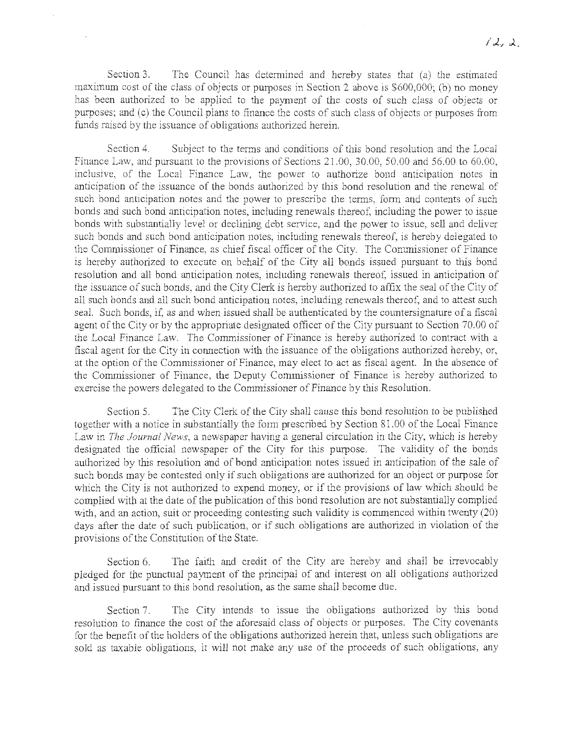Section 3. The Council has determined and hereby states that (a) the estimated maximum cost of the class of objects or purposes in Section 2 above is $600,000; (b) no money has been authorized to be applied to the payment of the costs of such class of objects or purposes; and (c) the Council plans to finance the costs of such class of objects or purposes from funds raised by the issuance of obligations authorized herein.

Section 4. Subject to the terms and conditions of this bond resolution and the Local Finance Law, and pursuant to the provisions of Sections 21.00, 30.00, 50.00 and 56.00 to 60.00, inclusive, of the Local Finance Law, the power to authorize bond anticipation notes in anticipation of the issuance of the bonds authorized by this bond resolution and the renewal of such bond anticipation notes and the power to prescribe the terms, form and contents of such bonds and such bond anticipation notes, including renewals thereof, including the power to issue bonds with substantially level or declining debt service, and the power to issue, sell and deliver such bonds and such bond anticipation notes, including renewals thereof, is hereby delegated to the Commissioner of Finance, as chief fiscal officer of the City. The Commissioner of Finance is hereby authorized to execute on behalf of the City all bonds issued pursuant to this bond resolution and all bond anticipation notes, including renewals thereof, issued in anticipation of the issuance of such bonds, and the City Clerk is hereby authorized to affix the seal of the City of all such bonds and all such bond anticipation notes, including renewals thereof, and to attest such seal. Such bonds, if, as and when issued shall be authenticated by the countersignature of a fiscal agent of the City or by the appropriate designated officer of the City pursuant to Section 70.00 of the Local Finance Law. The Commissioner of Finance is hereby authorized to contract with a fiscal agent for the City in connection with the issuance of the obligations authorized hereby, or, at the option of the Commissioner of Finance, may elect to act as fiscal agent. In the absence of the Commissioner of Finance, the Deputy Commissioner of Finance is hereby authorized to exercise the powers delegated to the Commissioner of Finance by this Resolution.

Section 5. The City Clerk of the City shall cause this bond resolution to be published together with a notice in substantially the form prescribed by Section 81.00 of the Local Finance Law in *The Journal News*, a newspaper having a general circulation in the City, which is hereby designated the official newspaper of the City for this purpose. The validity of the bonds authorized by this resolution and of bond anticipation notes issued in anticipation of the sale of such bonds may be contested only if such obligations are authorized for an object or purpose for which the City is not authorized to expend money, or if the provisions of law which should be complied with at the date of the publication of this bond resolution are not substantially complied with, and an action, suit or proceeding contesting such validity is commenced within twenty (20) days after the date of such publication, or if such obligations are authorized in violation of the provisions of the Constitution of the State.

Section 6. The faith and credit of the City are hereby and shall be irrevocably pledged for the punctual payment of the principal of and interest on all obligations authorized and issued pursuant to this bond resolution, as the same shall become due.

Section 7. The City intends to issue the obligations authorized by this bond resolution to finance the cost of the aforesaid class of objects or purposes. The City covenants for the benefit of the holders of the obligations authorized herein that, unless such obligations are sold as taxable obligations, it will not make any use of the proceeds of such obligations, any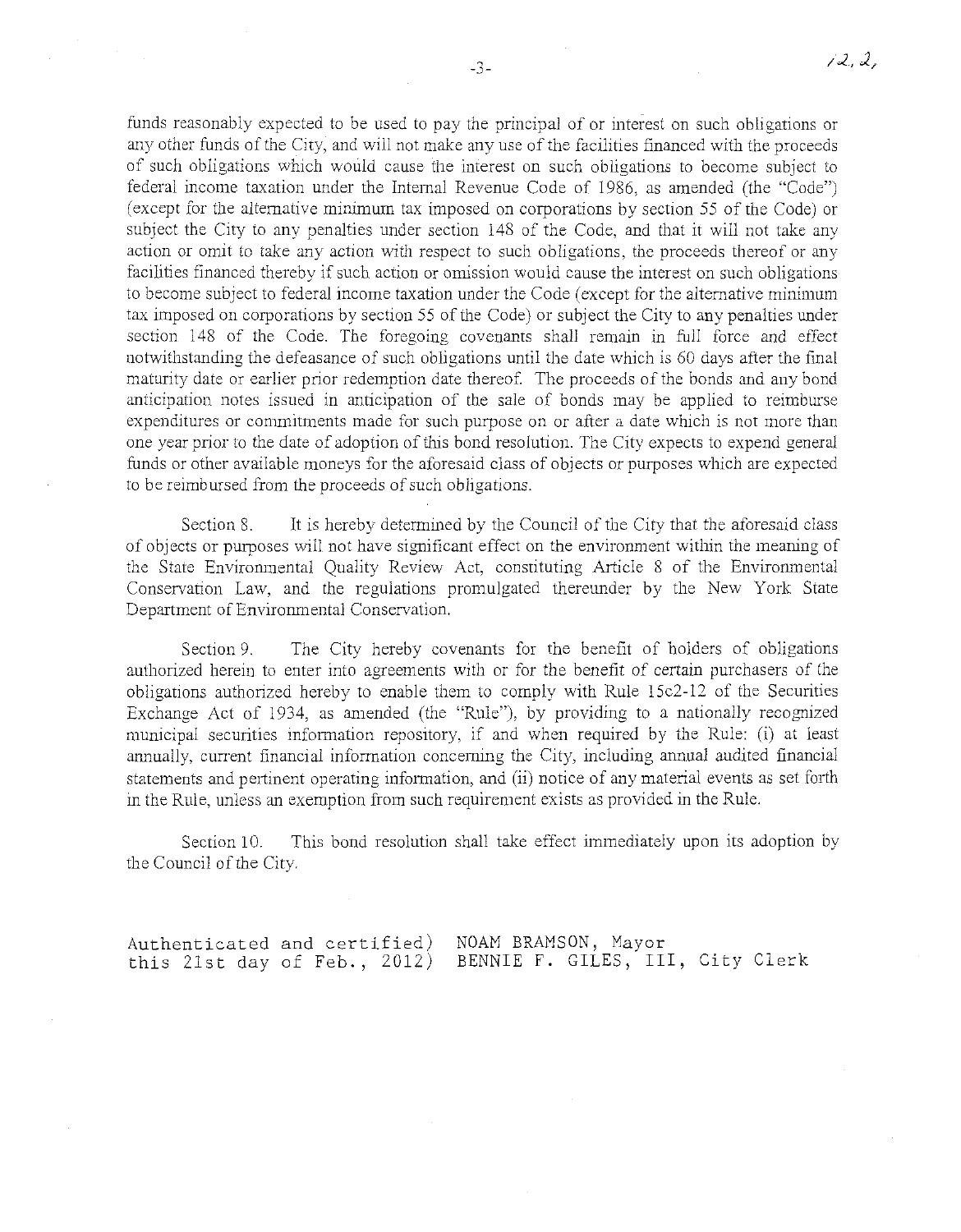funds reasonably expected to be used to pay the principal of or interest on such obligations or any other funds of the City, and will not make any use of the facilities financed with the proceeds of such obligations which would cause the interest on such obligations to become subject to federal income taxation under the Internal Revenue Code of 1986, as amended (the "Code") (except for the alternative minimum tax imposed on corporations by section 55 of the Code) or subject the City to any penalties under section 148 of the Code, and that it will not take any action or omit to take any action with respect to such obligations, the proceeds thereof or any facilities financed thereby if such action or omission would cause the interest on such obligations to become subject to federal income taxation under the Code (except for the alternative minimum tax imposed on corporations by section 55 of the Code) or subject the City to any penalties under section 148 of the Code. The foregoing covenants shall remain in full force and effect notwithstanding the defeasance of such obligations until the date which is 60 days after the final maturity date or earlier prior redemption date thereof. The proceeds of the bonds and any bond anticipation notes issued in anticipation of the sale of bonds may be applied to reimburse expenditures or commitments made for such purpose on or after a date which is not more than one year prior to the date of adoption of this bond resolution. The City expects to expend general funds or other available moneys for the aforesaid class of objects or purposes which are expected to be reimbursed from the proceeds of such obligations.

Section 8. It is hereby determined by the Council of the City that the aforesaid class of objects or purposes will not have significant effect on the environment within the meaning of the State Environmental Quality Review Act, constituting Article 8 of the Environmental Conservation Law, and the regulations promulgated thereunder by the New York State Department of Environmental Conservation.

Section 9. The City hereby covenants for the benefit of holders of obligations authorized herein to enter into agreements with or for the benefit of certain purchasers of the obligations authorized hereby to enable them to comply with Rule 15c2-12 of the Securities Exchange Act of 1934, as amended (the "Rule"), by providing to a nationally recognized municipal securities information repository, if and when required by the Rule: (i) at least annually, current financial information concerning the City, including annual audited financial statements and pertinent operating information, and (ii) notice of any material events as set forth in the Rule, unless an exemption from such requirement exists as provided in the Rule.

Section 10. This bond resolution shall take effect immediately upon its adoption by the Council of the City.

Authenticated and certified) NOAM BRAMSON, Mayor
this 21st day of Feb., 2012) BENNIE F. GILES, III, City Clerk